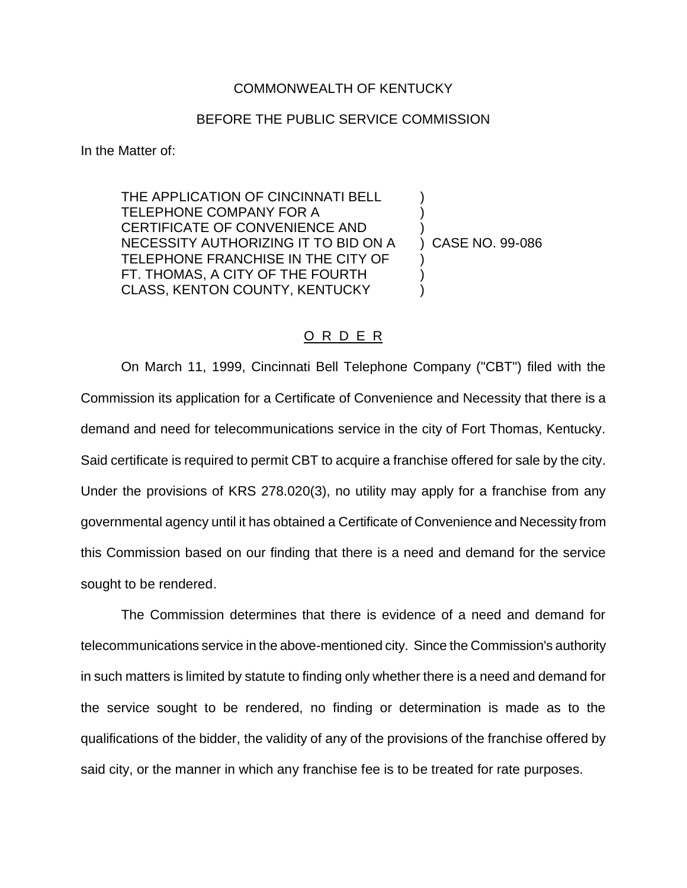COMMONWEALTH OF KENTUCKY

BEFORE THE PUBLIC SERVICE COMMISSION

In the Matter of:

| | |
|---|---|
| THE APPLICATION OF CINCINNATI BELL TELEPHONE COMPANY FOR A CERTIFICATE OF CONVENIENCE AND NECESSITY AUTHORIZING IT TO BID ON A TELEPHONE FRANCHISE IN THE CITY OF FT. THOMAS, A CITY OF THE FOURTH CLASS, KENTON COUNTY, KENTUCKY | ) CASE NO. 99-086 |

O R D E R

On March 11, 1999, Cincinnati Bell Telephone Company ("CBT") filed with the Commission its application for a Certificate of Convenience and Necessity that there is a demand and need for telecommunications service in the city of Fort Thomas, Kentucky. Said certificate is required to permit CBT to acquire a franchise offered for sale by the city. Under the provisions of KRS 278.020(3), no utility may apply for a franchise from any governmental agency until it has obtained a Certificate of Convenience and Necessity from this Commission based on our finding that there is a need and demand for the service sought to be rendered.

The Commission determines that there is evidence of a need and demand for telecommunications service in the above-mentioned city. Since the Commission's authority in such matters is limited by statute to finding only whether there is a need and demand for the service sought to be rendered, no finding or determination is made as to the qualifications of the bidder, the validity of any of the provisions of the franchise offered by said city, or the manner in which any franchise fee is to be treated for rate purposes.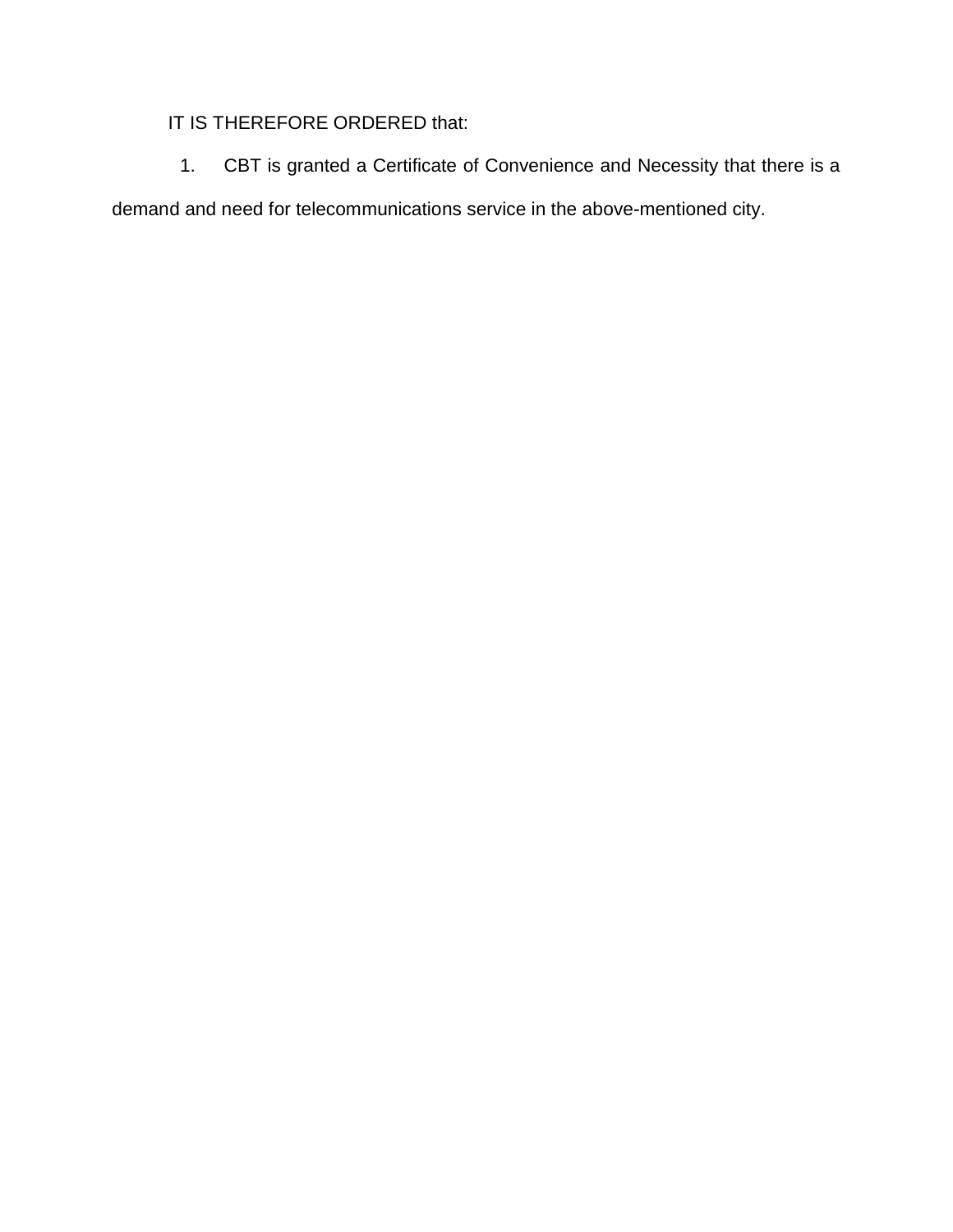IT IS THEREFORE ORDERED that:

1. CBT is granted a Certificate of Convenience and Necessity that there is a demand and need for telecommunications service in the above-mentioned city.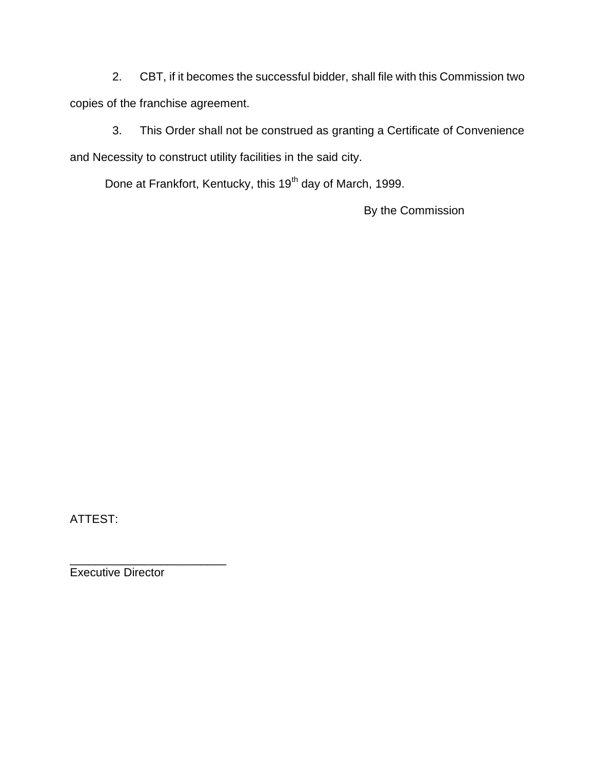2. CBT, if it becomes the successful bidder, shall file with this Commission two copies of the franchise agreement.

3. This Order shall not be construed as granting a Certificate of Convenience and Necessity to construct utility facilities in the said city.

Done at Frankfort, Kentucky, this 19th day of March, 1999.

By the Commission

ATTEST:

________________________
Executive Director